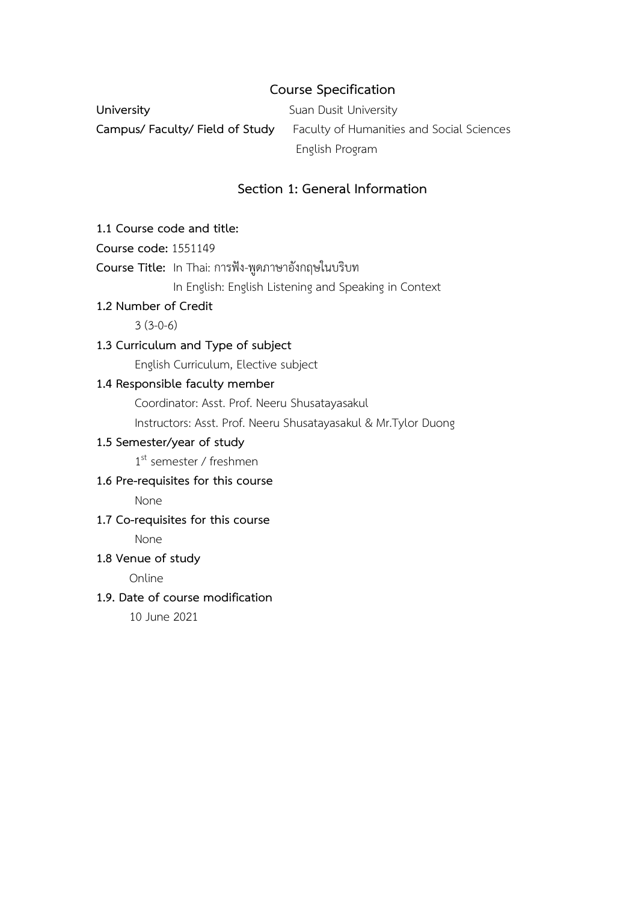# Course Specification

**University** Suan Dusit University

**Campus/ Faculty/ Field of Study** Faculty of Humanities and Social Sciences
English Program

## Section 1: General Information

**1.1 Course code and title:**

**Course code:** 1551149

**Course Title:** In Thai: การฟัง-พูดภาษาอังกฤษในบริบท
In English: English Listening and Speaking in Context

**1.2 Number of Credit**

3 (3-0-6)

**1.3 Curriculum and Type of subject**

English Curriculum, Elective subject

**1.4 Responsible faculty member**

Coordinator: Asst. Prof. Neeru Shusatayasakul

Instructors: Asst. Prof. Neeru Shusatayasakul & Mr.Tylor Duong

**1.5 Semester/year of study**

1st semester / freshmen

**1.6 Pre-requisites for this course**

None

**1.7 Co-requisites for this course**

None

**1.8 Venue of study**

Online

**1.9. Date of course modification**

10 June 2021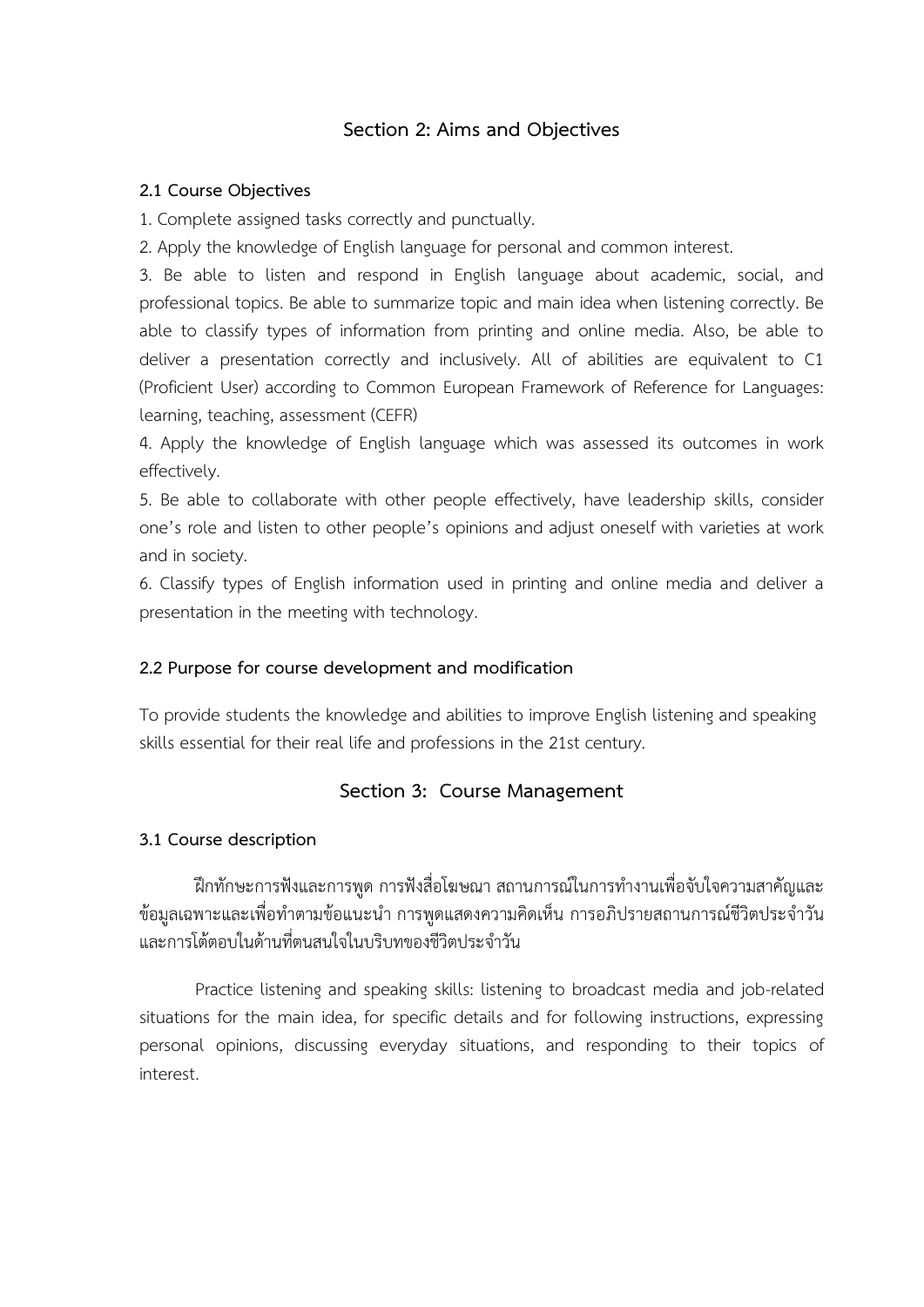## Section 2: Aims and Objectives

### 2.1 Course Objectives

1. Complete assigned tasks correctly and punctually.
2. Apply the knowledge of English language for personal and common interest.
3. Be able to listen and respond in English language about academic, social, and professional topics. Be able to summarize topic and main idea when listening correctly. Be able to classify types of information from printing and online media. Also, be able to deliver a presentation correctly and inclusively. All of abilities are equivalent to C1 (Proficient User) according to Common European Framework of Reference for Languages: learning, teaching, assessment (CEFR)
4. Apply the knowledge of English language which was assessed its outcomes in work effectively.
5. Be able to collaborate with other people effectively, have leadership skills, consider one's role and listen to other people's opinions and adjust oneself with varieties at work and in society.
6. Classify types of English information used in printing and online media and deliver a presentation in the meeting with technology.

### 2.2 Purpose for course development and modification

To provide students the knowledge and abilities to improve English listening and speaking skills essential for their real life and professions in the 21st century.

## Section 3: Course Management

### 3.1 Course description

ฝึกทักษะการฟังและการพูด การฟังสื่อโฆษณา สถานการณ์ในการทำงานเพื่อจับใจความสาคัญและข้อมูลเฉพาะและเพื่อทำตามข้อแนะนำ การพูดแสดงความคิดเห็น การอภิปรายสถานการณ์ชีวิตประจำวันและการโต้ตอบในด้านที่ตนสนใจในบริบทของชีวิตประจำวัน

Practice listening and speaking skills: listening to broadcast media and job-related situations for the main idea, for specific details and for following instructions, expressing personal opinions, discussing everyday situations, and responding to their topics of interest.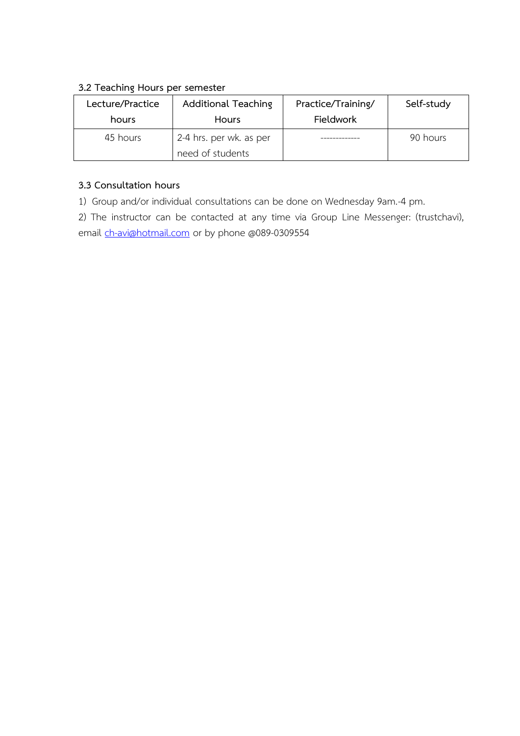### 3.2 Teaching Hours per semester

| Lecture/Practice hours | Additional Teaching Hours | Practice/Training/ Fieldwork | Self-study |
|---|---|---|---|
| 45 hours | 2-4 hrs. per wk. as per need of students | ------------- | 90 hours |

### 3.3 Consultation hours

1) Group and/or individual consultations can be done on Wednesday 9am.-4 pm.

2) The instructor can be contacted at any time via Group Line Messenger: (trustchavi), email ch-avi@hotmail.com or by phone @089-0309554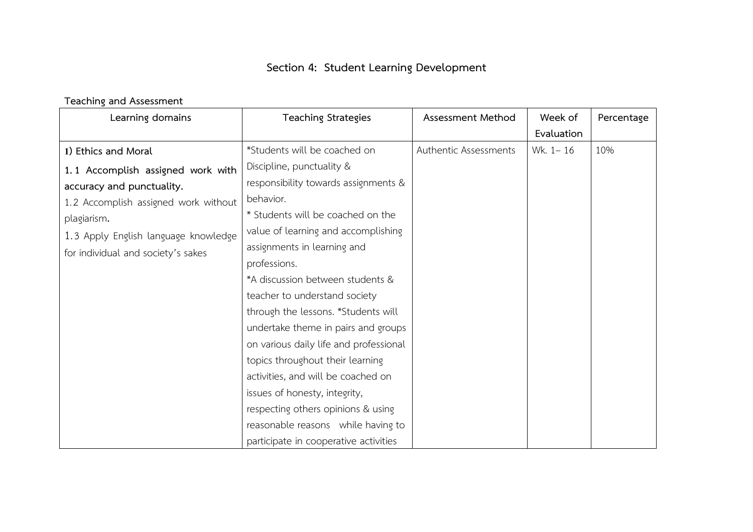# Section 4: Student Learning Development

**Teaching and Assessment**

| Learning domains | Teaching Strategies | Assessment Method | Week of Evaluation | Percentage |
|---|---|---|---|---|
| **1) Ethics and Moral**<br>**1.1 Accomplish assigned work with accuracy and punctuality.**<br>1.2 Accomplish assigned work without plagiarism.<br>1.3 Apply English language knowledge for individual and society's sakes | *Students will be coached on Discipline, punctuality & responsibility towards assignments & behavior.<br>* Students will be coached on the value of learning and accomplishing assignments in learning and professions.<br>*A discussion between students & teacher to understand society through the lessons. *Students will undertake theme in pairs and groups on various daily life and professional topics throughout their learning activities, and will be coached on issues of honesty, integrity, respecting others opinions & using reasonable reasons while having to participate in cooperative activities | Authentic Assessments | Wk. 1– 16 | 10% |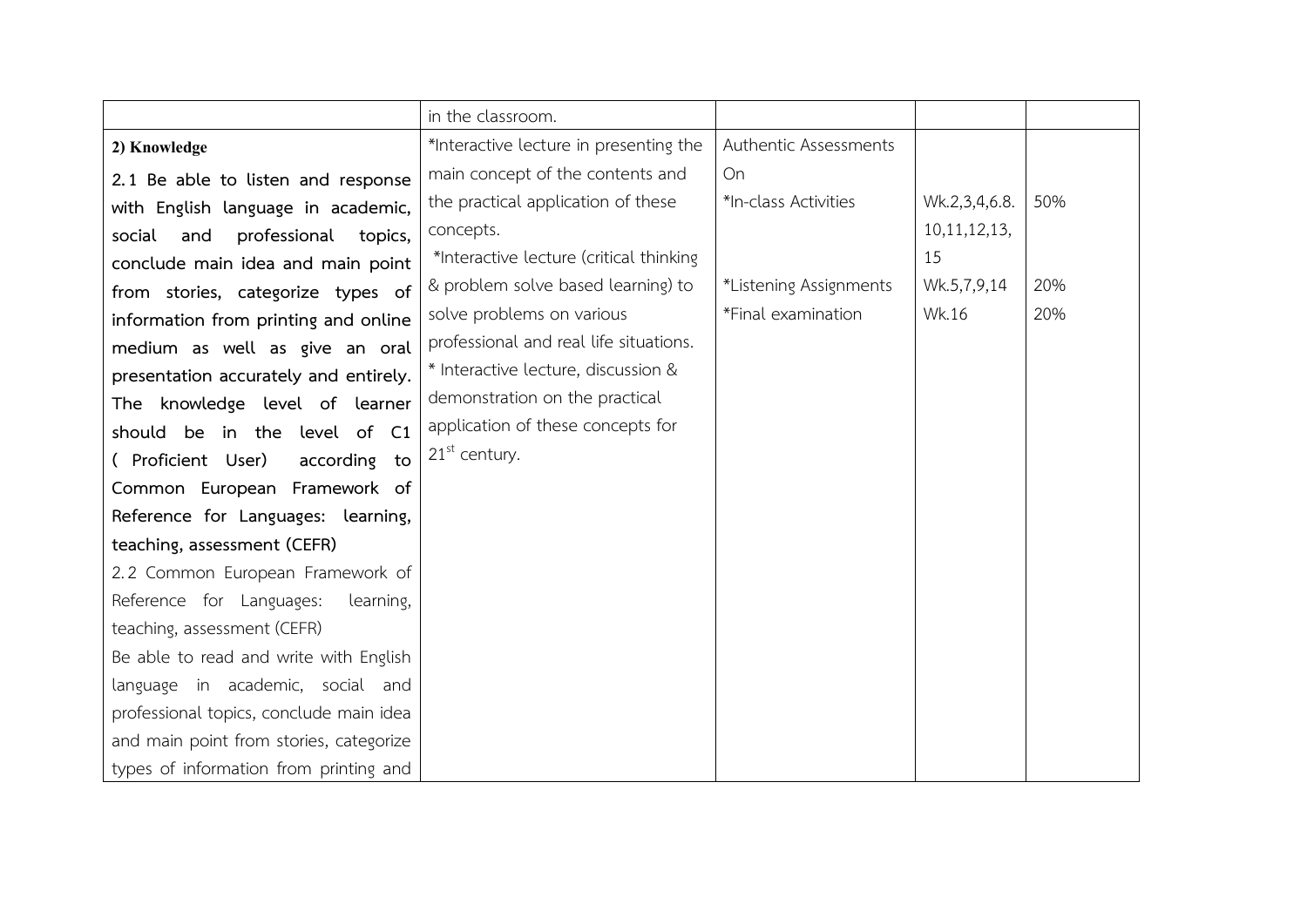| | | | | |
|---|---|---|---|---|
| | in the classroom. | | | |
| **2) Knowledge**<br>**2.1 Be able to listen and response with English language in academic, social and professional topics, conclude main idea and main point from stories, categorize types of information from printing and online medium as well as give an oral presentation accurately and entirely. The knowledge level of learner should be in the level of C1 ( Proficient User) according to Common European Framework of Reference for Languages: learning, teaching, assessment (CEFR)**<br>2.2 Common European Framework of Reference for Languages: learning, teaching, assessment (CEFR)<br>Be able to read and write with English language in academic, social and professional topics, conclude main idea and main point from stories, categorize types of information from printing and | *Interactive lecture in presenting the main concept of the contents and the practical application of these concepts.<br>*Interactive lecture (critical thinking & problem solve based learning) to solve problems on various professional and real life situations.<br>* Interactive lecture, discussion & demonstration on the practical application of these concepts for 21st century. | Authentic Assessments On<br>*In-class Activities<br><br>*Listening Assignments<br>*Final examination | <br><br>Wk.2,3,4,6.8. 10,11,12,13, 15<br>Wk.5,7,9,14<br>Wk.16 | <br><br>50%<br><br>20%<br>20% |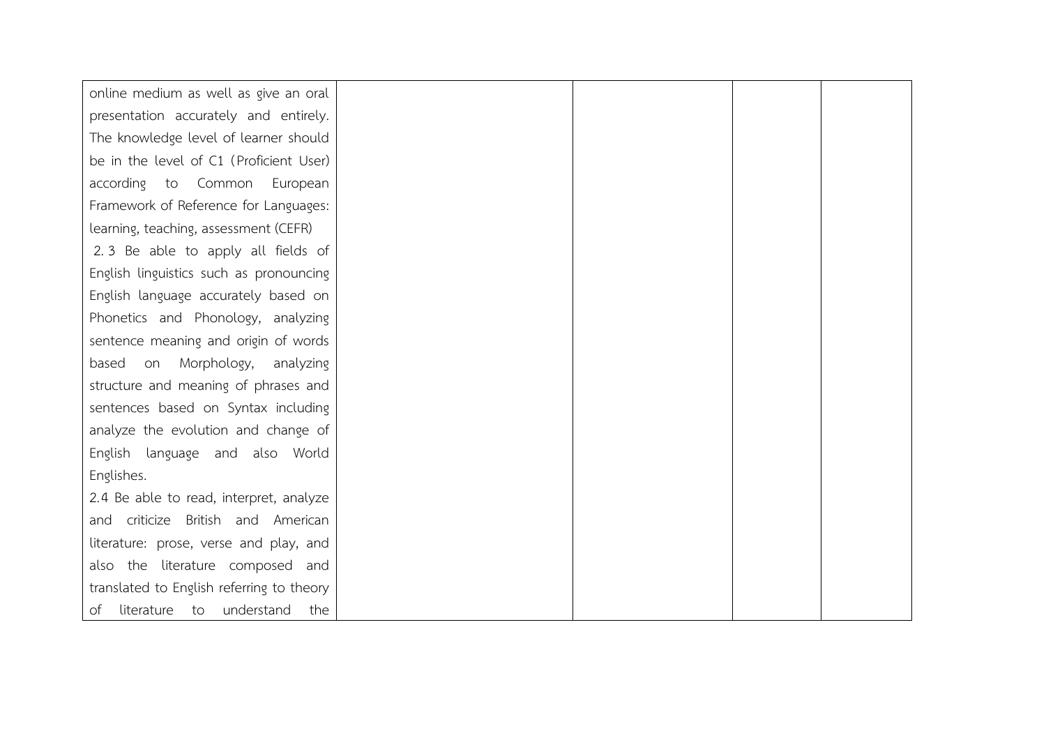| | | | | |
|---|---|---|---|---|
| online medium as well as give an oral presentation accurately and entirely. The knowledge level of learner should be in the level of C1 (Proficient User) according to Common European Framework of Reference for Languages: learning, teaching, assessment (CEFR)<br>2.3 Be able to apply all fields of English linguistics such as pronouncing English language accurately based on Phonetics and Phonology, analyzing sentence meaning and origin of words based on Morphology, analyzing structure and meaning of phrases and sentences based on Syntax including analyze the evolution and change of English language and also World Englishes.<br>2.4 Be able to read, interpret, analyze and criticize British and American literature: prose, verse and play, and also the literature composed and translated to English referring to theory of literature to understand the | | | | |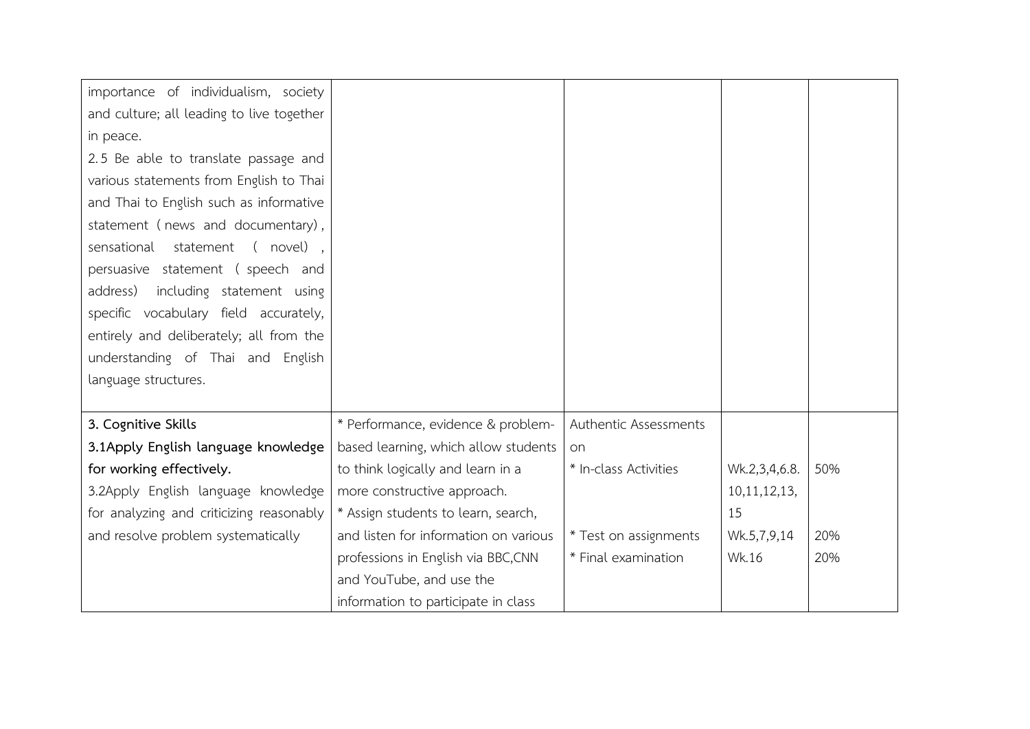| | | | | |
|---|---|---|---|---|
| importance of individualism, society and culture; all leading to live together in peace.<br>2.5 Be able to translate passage and various statements from English to Thai and Thai to English such as informative statement (news and documentary), sensational statement (novel), persuasive statement (speech and address) including statement using specific vocabulary field accurately, entirely and deliberately; all from the understanding of Thai and English language structures. | | | | |
| **3. Cognitive Skills**<br>**3.1Apply English language knowledge for working effectively.**<br>3.2Apply English language knowledge for analyzing and criticizing reasonably and resolve problem systematically | * Performance, evidence & problem-based learning, which allow students to think logically and learn in a more constructive approach.<br>* Assign students to learn, search, and listen for information on various professions in English via BBC,CNN and YouTube, and use the information to participate in class | Authentic Assessments on<br>* In-class Activities<br><br><br>* Test on assignments<br>* Final examination | <br><br>Wk.2,3,4,6.8. 10,11,12,13, 15<br>Wk.5,7,9,14<br>Wk.16 | <br><br>50%<br><br><br>20%<br>20% |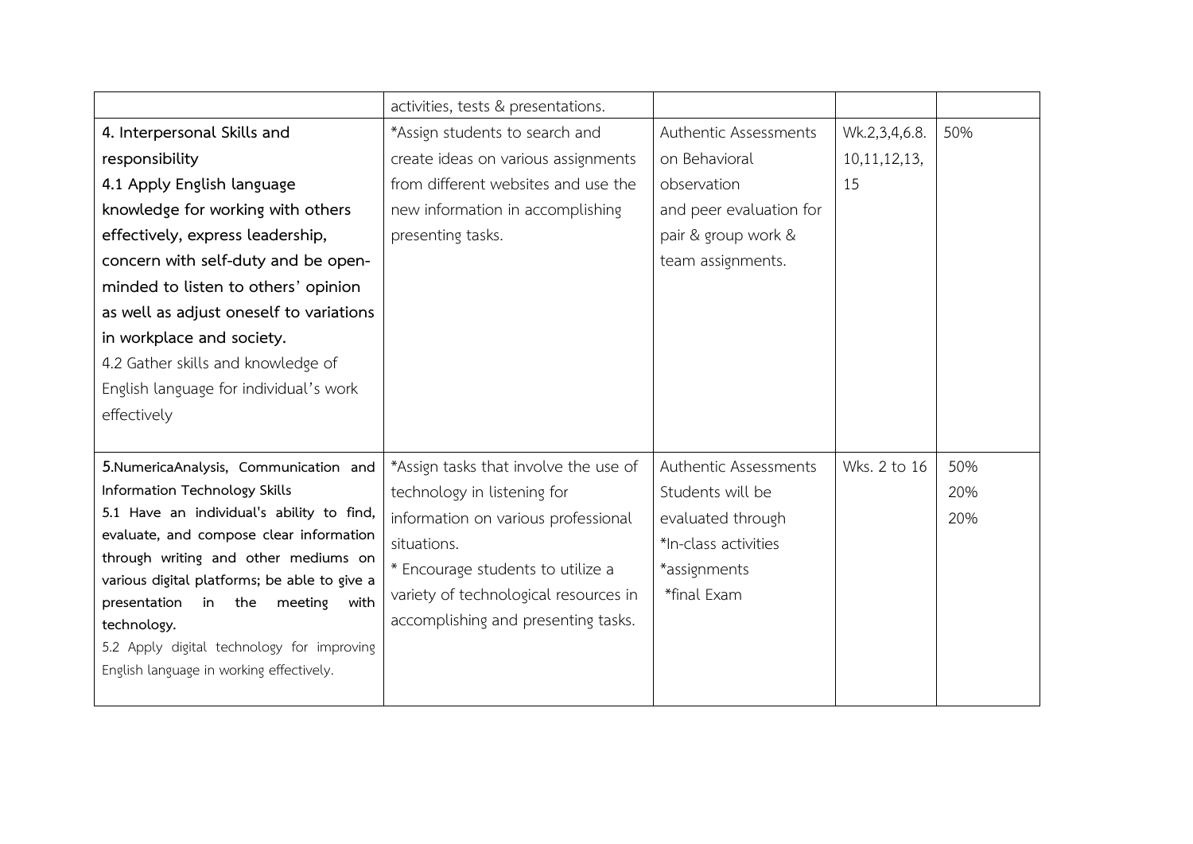| | | | | |
|---|---|---|---|---|
| | activities, tests & presentations. | | | |
| **4. Interpersonal Skills and responsibility**<br>**4.1 Apply English language knowledge for working with others effectively, express leadership, concern with self-duty and be open-minded to listen to others' opinion as well as adjust oneself to variations in workplace and society.**<br>4.2 Gather skills and knowledge of English language for individual's work effectively | *Assign students to search and create ideas on various assignments from different websites and use the new information in accomplishing presenting tasks. | Authentic Assessments on Behavioral observation and peer evaluation for pair & group work & team assignments. | Wk.2,3,4,6.8. 10,11,12,13, 15 | 50% |
| **5.NumericaAnalysis, Communication and Information Technology Skills**<br>**5.1 Have an individual's ability to find, evaluate, and compose clear information through writing and other mediums on various digital platforms; be able to give a presentation in the meeting with technology.**<br>5.2 Apply digital technology for improving English language in working effectively. | *Assign tasks that involve the use of technology in listening for information on various professional situations.<br>* Encourage students to utilize a variety of technological resources in accomplishing and presenting tasks. | Authentic Assessments Students will be evaluated through<br>*In-class activities<br>*assignments<br>*final Exam | Wks. 2 to 16 | 50%<br>20%<br>20% |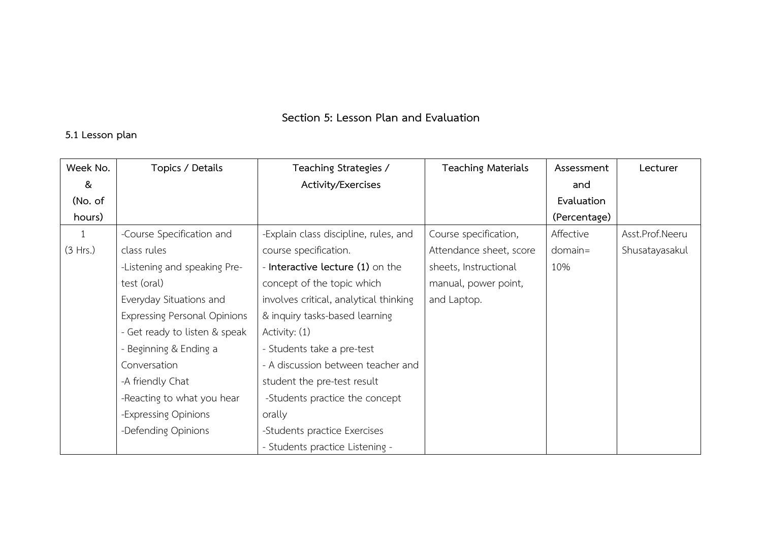## Section 5: Lesson Plan and Evaluation

### 5.1 Lesson plan

| Week No. & (No. of hours) | Topics / Details | Teaching Strategies / Activity/Exercises | Teaching Materials | Assessment and Evaluation (Percentage) | Lecturer |
|---|---|---|---|---|---|
| 1 (3 Hrs.) | -Course Specification and class rules<br>-Listening and speaking Pre-test (oral)<br>Everyday Situations and Expressing Personal Opinions<br>- Get ready to listen & speak<br>- Beginning & Ending a Conversation<br>-A friendly Chat<br>-Reacting to what you hear<br>-Expressing Opinions<br>-Defending Opinions | -Explain class discipline, rules, and course specification.<br>- **Interactive lecture (1)** on the concept of the topic which involves critical, analytical thinking & inquiry tasks-based learning<br>Activity: (1)<br>- Students take a pre-test<br>- A discussion between teacher and student the pre-test result<br>-Students practice the concept orally<br>-Students practice Exercises<br>- Students practice Listening - | Course specification, Attendance sheet, score sheets, Instructional manual, power point, and Laptop. | Affective domain= 10% | Asst.Prof.Neeru Shusatayasakul |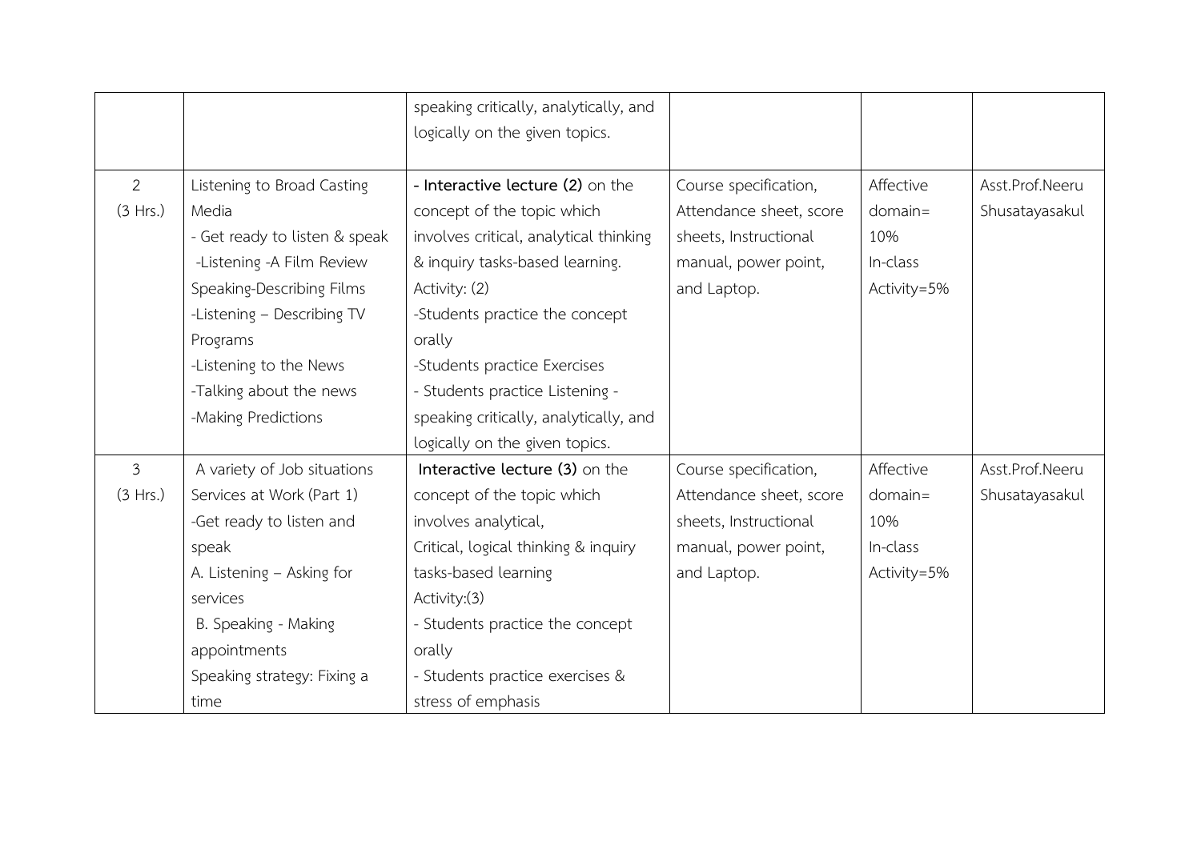| | | | | | |
|---|---|---|---|---|---|
| | | speaking critically, analytically, and logically on the given topics. | | | |
| 2 (3 Hrs.) | Listening to Broad Casting Media<br>- Get ready to listen & speak<br>-Listening -A Film Review<br>Speaking-Describing Films<br>-Listening – Describing TV Programs<br>-Listening to the News<br>-Talking about the news<br>-Making Predictions | **- Interactive lecture (2)** on the concept of the topic which involves critical, analytical thinking & inquiry tasks-based learning.<br>Activity: (2)<br>-Students practice the concept orally<br>-Students practice Exercises<br>- Students practice Listening - speaking critically, analytically, and logically on the given topics. | Course specification, Attendance sheet, score sheets, Instructional manual, power point, and Laptop. | Affective domain= 10%<br>In-class Activity=5% | Asst.Prof.Neeru Shusatayasakul |
| 3 (3 Hrs.) | A variety of Job situations Services at Work (Part 1)<br>-Get ready to listen and speak<br>A. Listening – Asking for services<br>B. Speaking - Making appointments<br>Speaking strategy: Fixing a time | **Interactive lecture (3)** on the concept of the topic which involves analytical, Critical, logical thinking & inquiry tasks-based learning<br>Activity:(3)<br>- Students practice the concept orally<br>- Students practice exercises & stress of emphasis | Course specification, Attendance sheet, score sheets, Instructional manual, power point, and Laptop. | Affective domain= 10%<br>In-class Activity=5% | Asst.Prof.Neeru Shusatayasakul |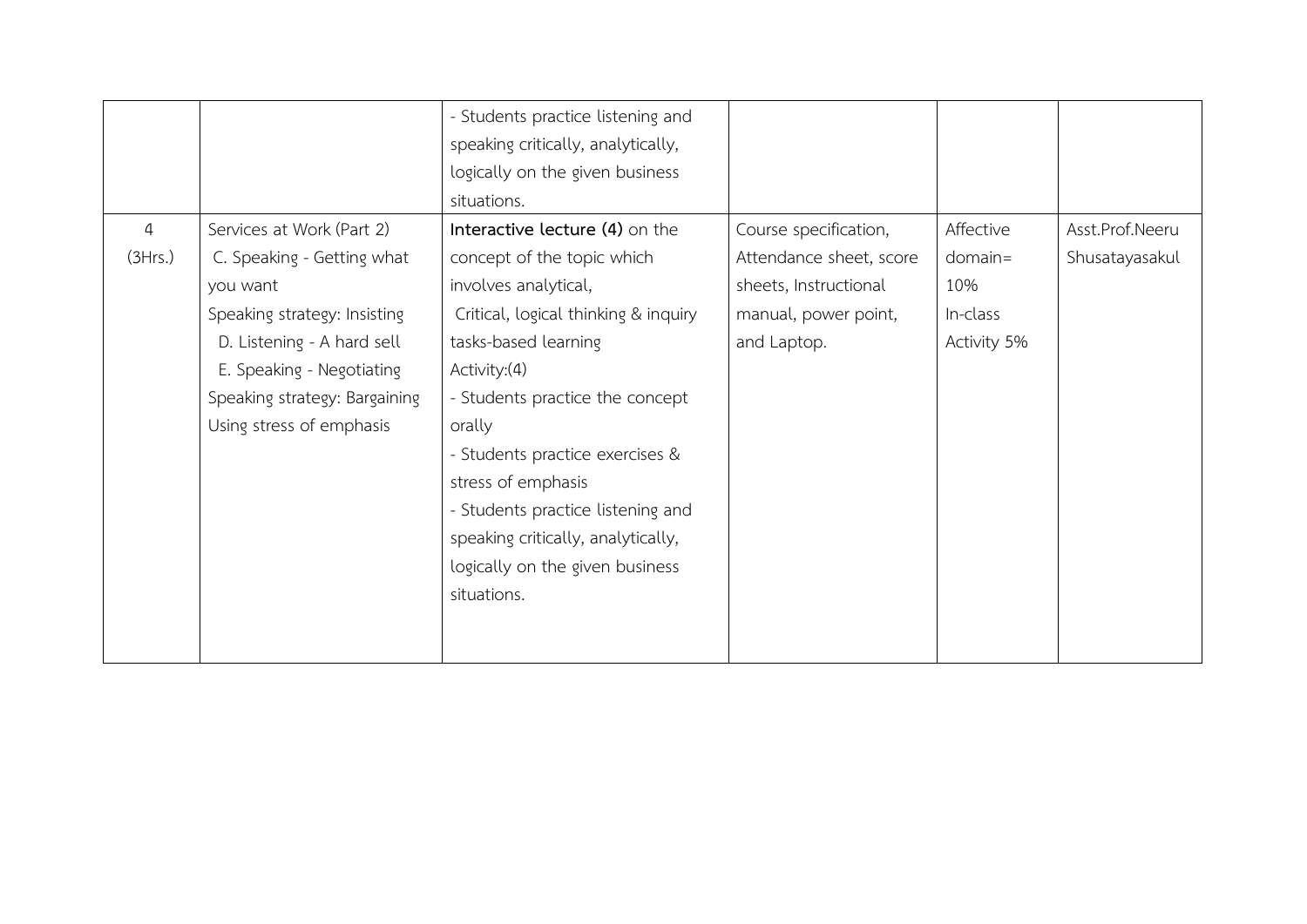| | | - Students practice listening and speaking critically, analytically, logically on the given business situations. | | | |
|---|---|---|---|---|---|
| 4 (3Hrs.) | Services at Work (Part 2)<br>C. Speaking - Getting what you want<br>Speaking strategy: Insisting<br>D. Listening - A hard sell<br>E. Speaking - Negotiating<br>Speaking strategy: Bargaining<br>Using stress of emphasis | **Interactive lecture (4)** on the concept of the topic which involves analytical, Critical, logical thinking & inquiry tasks-based learning<br>Activity:(4)<br>- Students practice the concept orally<br>- Students practice exercises & stress of emphasis<br>- Students practice listening and speaking critically, analytically, logically on the given business situations. | Course specification, Attendance sheet, score sheets, Instructional manual, power point, and Laptop. | Affective domain= 10%<br>In-class Activity 5% | Asst.Prof.Neeru Shusatayasakul |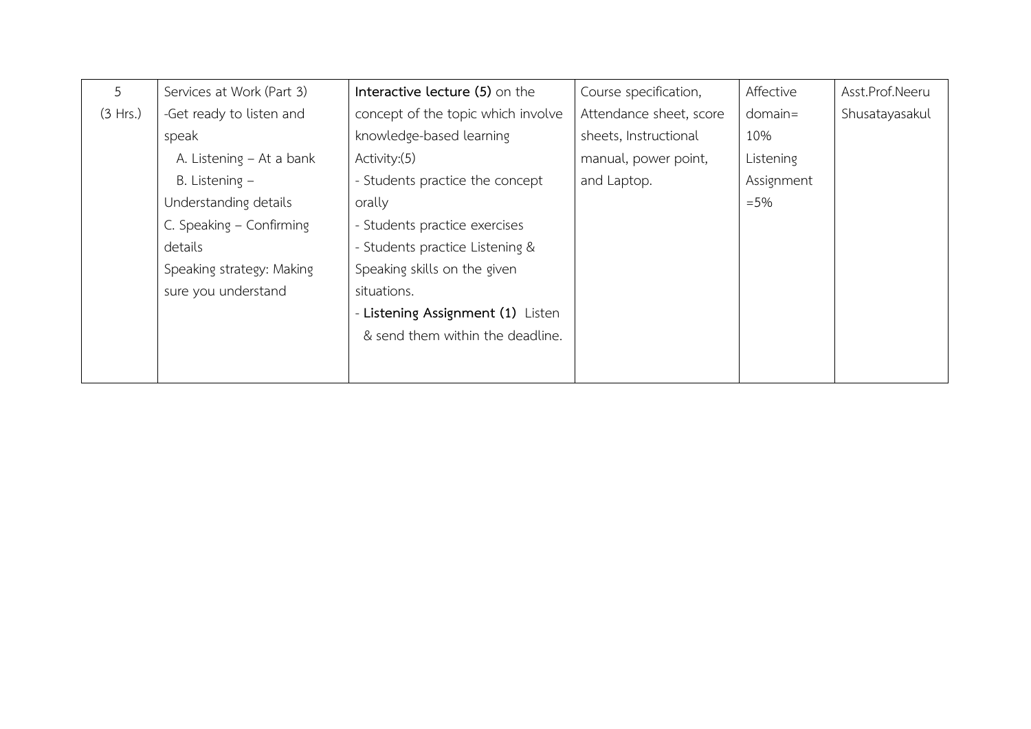| 5 (3 Hrs.) | Services at Work (Part 3)<br>-Get ready to listen and speak<br>A. Listening – At a bank<br>B. Listening – Understanding details<br>C. Speaking – Confirming details<br>Speaking strategy: Making sure you understand | **Interactive lecture (5)** on the concept of the topic which involve knowledge-based learning<br>Activity:(5)<br>- Students practice the concept orally<br>- Students practice exercises<br>- Students practice Listening & Speaking skills on the given situations.<br>- **Listening Assignment (1)** Listen & send them within the deadline. | Course specification, Attendance sheet, score sheets, Instructional manual, power point, and Laptop. | Affective domain= 10%<br>Listening Assignment =5% | Asst.Prof.Neeru Shusatayasakul |
|---|---|---|---|---|---|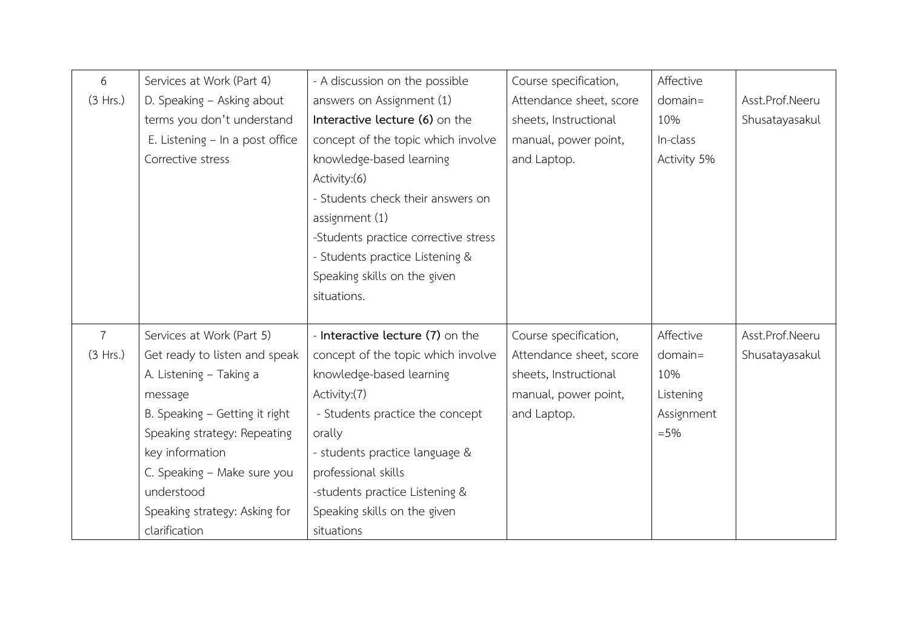| 6 (3 Hrs.) | Services at Work (Part 4) D. Speaking – Asking about terms you don't understand E. Listening – In a post office Corrective stress | - A discussion on the possible answers on Assignment (1) **Interactive lecture (6)** on the concept of the topic which involve knowledge-based learning Activity:(6) - Students check their answers on assignment (1) -Students practice corrective stress - Students practice Listening & Speaking skills on the given situations. | Course specification, Attendance sheet, score sheets, Instructional manual, power point, and Laptop. | Affective domain= 10% In-class Activity 5% | Asst.Prof.Neeru Shusatayasakul |
|---|---|---|---|---|---|
| 7 (3 Hrs.) | Services at Work (Part 5) Get ready to listen and speak A. Listening – Taking a message B. Speaking – Getting it right Speaking strategy: Repeating key information C. Speaking – Make sure you understood Speaking strategy: Asking for clarification | - **Interactive lecture (7)** on the concept of the topic which involve knowledge-based learning Activity:(7) - Students practice the concept orally - students practice language & professional skills -students practice Listening & Speaking skills on the given situations | Course specification, Attendance sheet, score sheets, Instructional manual, power point, and Laptop. | Affective domain= 10% Listening Assignment =5% | Asst.Prof.Neeru Shusatayasakul |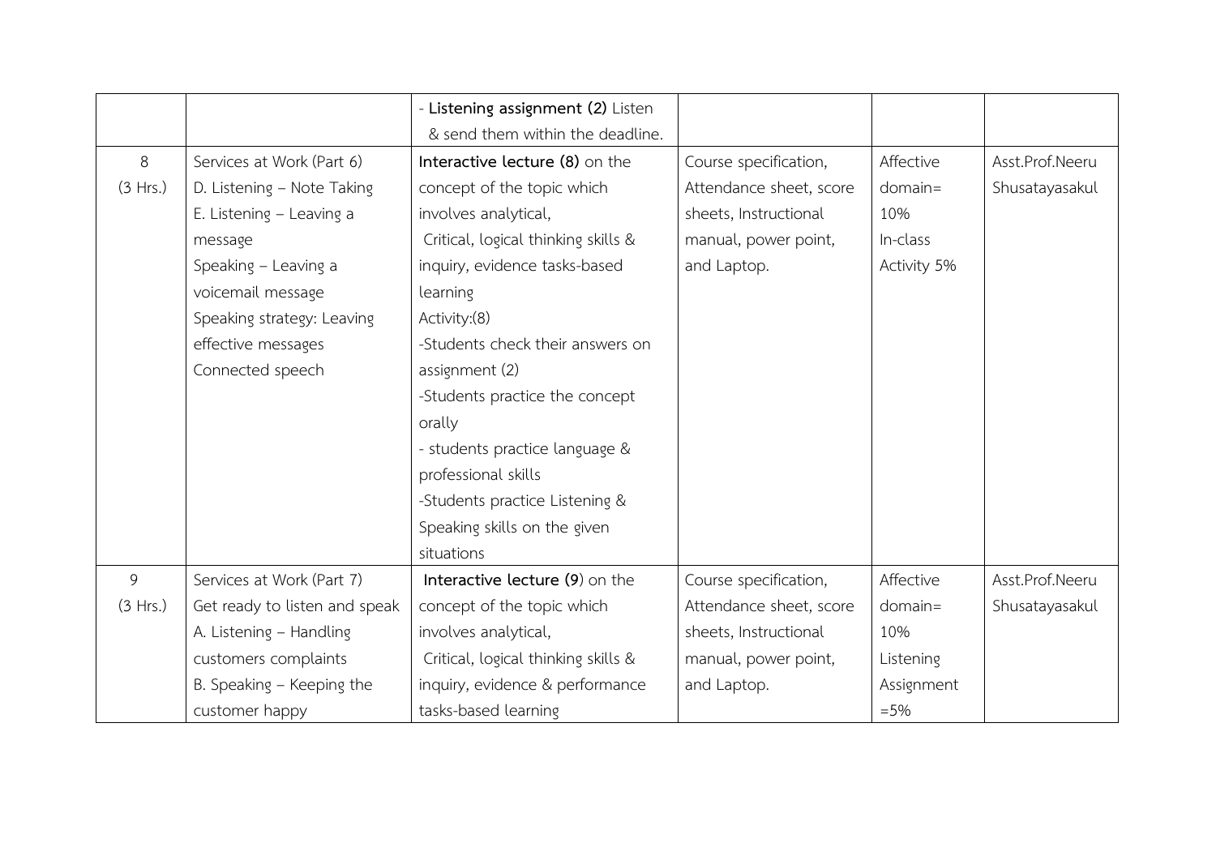| | | | | | |
|---|---|---|---|---|---|
| | | - **Listening assignment (2)** Listen & send them within the deadline. | | | |
| 8 (3 Hrs.) | Services at Work (Part 6)<br>D. Listening – Note Taking<br>E. Listening – Leaving a message<br>Speaking – Leaving a voicemail message<br>Speaking strategy: Leaving effective messages<br>Connected speech | **Interactive lecture (8)** on the concept of the topic which involves analytical, Critical, logical thinking skills & inquiry, evidence tasks-based learning<br>Activity:(8)<br>-Students check their answers on assignment (2)<br>-Students practice the concept orally<br>- students practice language & professional skills<br>-Students practice Listening & Speaking skills on the given situations | Course specification, Attendance sheet, score sheets, Instructional manual, power point, and Laptop. | Affective domain= 10%<br>In-class Activity 5% | Asst.Prof.Neeru Shusatayasakul |
| 9 (3 Hrs.) | Services at Work (Part 7)<br>Get ready to listen and speak<br>A. Listening – Handling customers complaints<br>B. Speaking – Keeping the customer happy | **Interactive lecture (9)** on the concept of the topic which involves analytical, Critical, logical thinking skills & inquiry, evidence & performance tasks-based learning | Course specification, Attendance sheet, score sheets, Instructional manual, power point, and Laptop. | Affective domain= 10%<br>Listening Assignment =5% | Asst.Prof.Neeru Shusatayasakul |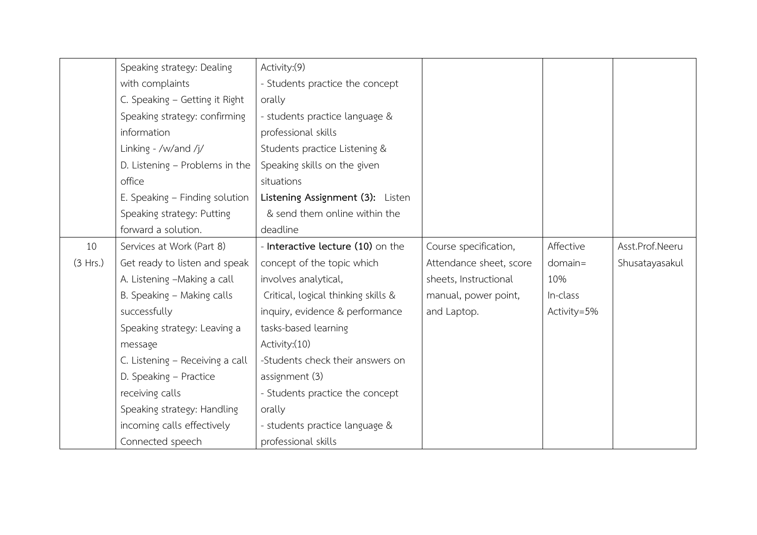| | | | | | |
|---|---|---|---|---|---|
| | Speaking strategy: Dealing with complaints<br>C. Speaking – Getting it Right<br>Speaking strategy: confirming information<br>Linking - /w/and /j/<br>D. Listening – Problems in the office<br>E. Speaking – Finding solution<br>Speaking strategy: Putting forward a solution. | Activity:(9)<br>- Students practice the concept orally<br>- students practice language & professional skills<br>Students practice Listening & Speaking skills on the given situations<br>**Listening Assignment (3):** Listen & send them online within the deadline | | | |
| 10<br>(3 Hrs.) | Services at Work (Part 8)<br>Get ready to listen and speak<br>A. Listening –Making a call<br>B. Speaking – Making calls successfully<br>Speaking strategy: Leaving a message<br>C. Listening – Receiving a call<br>D. Speaking – Practice receiving calls<br>Speaking strategy: Handling incoming calls effectively<br>Connected speech | - **Interactive lecture (10)** on the concept of the topic which involves analytical, Critical, logical thinking skills & inquiry, evidence & performance tasks-based learning<br>Activity:(10)<br>-Students check their answers on assignment (3)<br>- Students practice the concept orally<br>- students practice language & professional skills | Course specification, Attendance sheet, score sheets, Instructional manual, power point, and Laptop. | Affective domain= 10%<br>In-class Activity=5% | Asst.Prof.Neeru Shusatayasakul |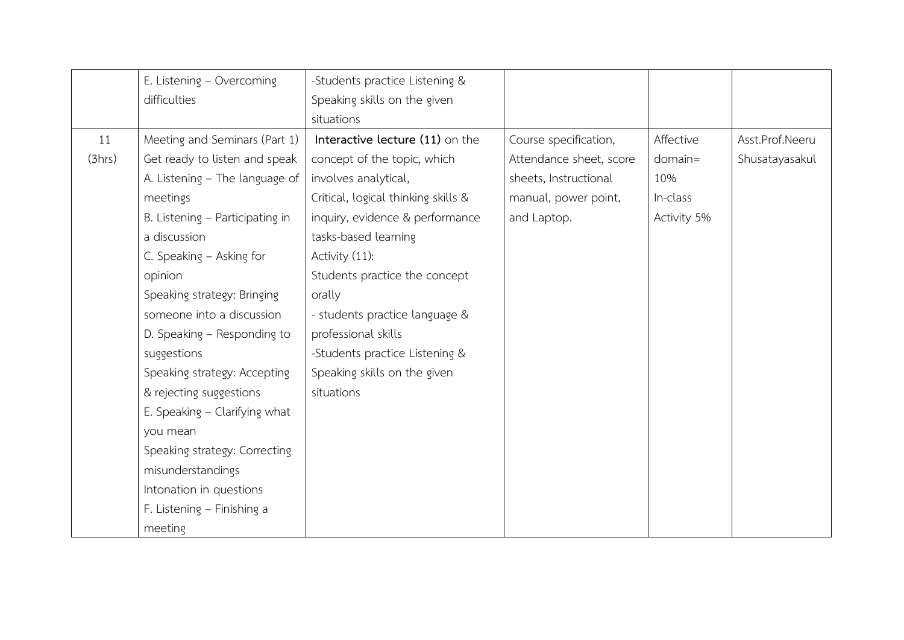| | | | | | |
|---|---|---|---|---|---|
| | E. Listening – Overcoming difficulties | -Students practice Listening & Speaking skills on the given situations | | | |
| 11 (3hrs) | Meeting and Seminars (Part 1)<br>Get ready to listen and speak<br>A. Listening – The language of meetings<br>B. Listening – Participating in a discussion<br>C. Speaking – Asking for opinion<br>Speaking strategy: Bringing someone into a discussion<br>D. Speaking – Responding to suggestions<br>Speaking strategy: Accepting & rejecting suggestions<br>E. Speaking – Clarifying what you mean<br>Speaking strategy: Correcting misunderstandings<br>Intonation in questions<br>F. Listening – Finishing a meeting | **Interactive lecture (11)** on the concept of the topic, which involves analytical, Critical, logical thinking skills & inquiry, evidence & performance tasks-based learning<br>Activity (11):<br>Students practice the concept orally<br>- students practice language & professional skills<br>-Students practice Listening & Speaking skills on the given situations | Course specification, Attendance sheet, score sheets, Instructional manual, power point, and Laptop. | Affective domain= 10%<br>In-class Activity 5% | Asst.Prof.Neeru Shusatayasakul |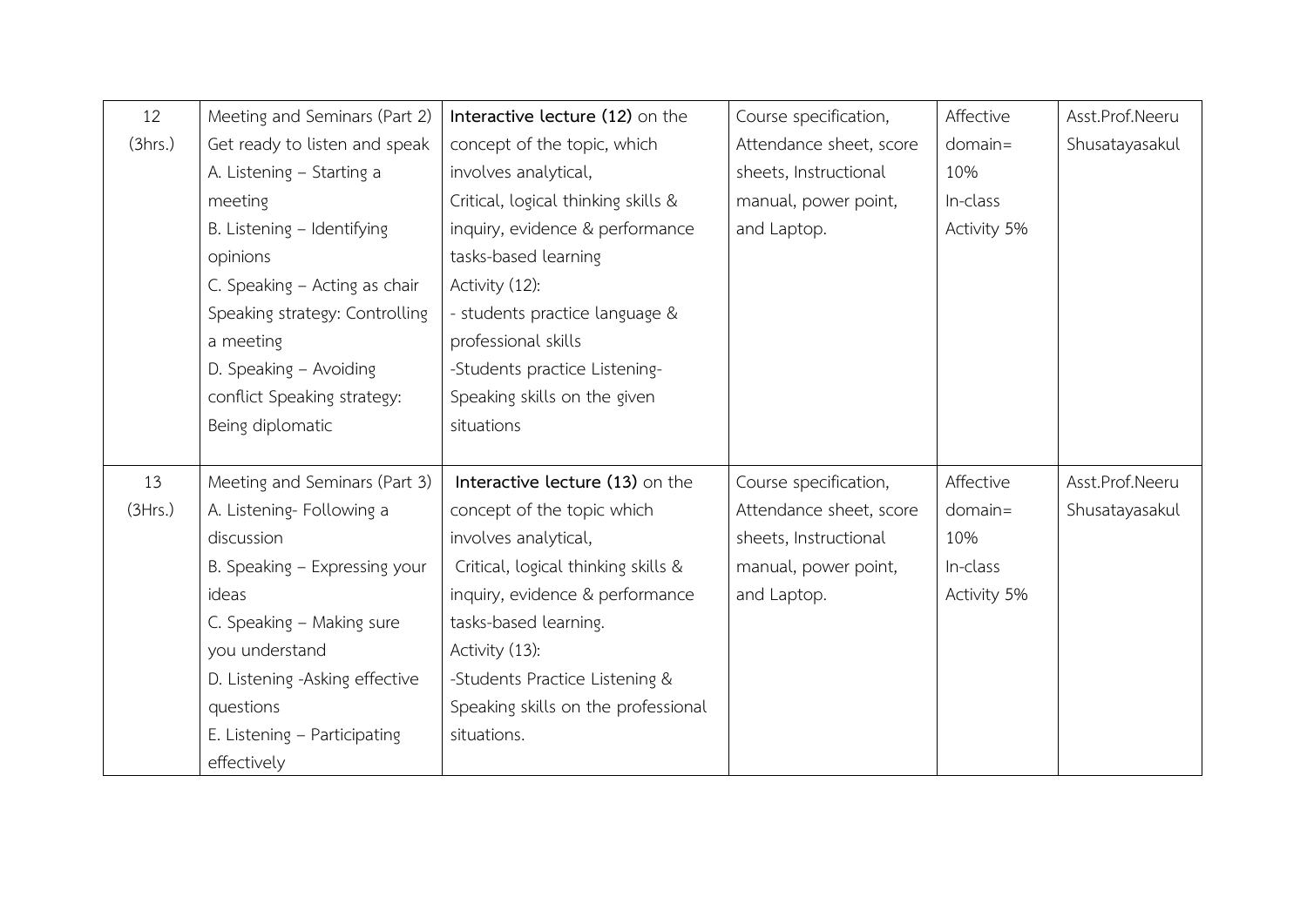| 12 (3hrs.) | Meeting and Seminars (Part 2) Get ready to listen and speak A. Listening – Starting a meeting B. Listening – Identifying opinions C. Speaking – Acting as chair Speaking strategy: Controlling a meeting D. Speaking – Avoiding conflict Speaking strategy: Being diplomatic | **Interactive lecture (12)** on the concept of the topic, which involves analytical, Critical, logical thinking skills & inquiry, evidence & performance tasks-based learning Activity (12): - students practice language & professional skills -Students practice Listening-Speaking skills on the given situations | Course specification, Attendance sheet, score sheets, Instructional manual, power point, and Laptop. | Affective domain= 10% In-class Activity 5% | Asst.Prof.Neeru Shusatayasakul |
|---|---|---|---|---|---|
| 13 (3Hrs.) | Meeting and Seminars (Part 3) A. Listening- Following a discussion B. Speaking – Expressing your ideas C. Speaking – Making sure you understand D. Listening -Asking effective questions E. Listening – Participating effectively | **Interactive lecture (13)** on the concept of the topic which involves analytical, Critical, logical thinking skills & inquiry, evidence & performance tasks-based learning. Activity (13): -Students Practice Listening & Speaking skills on the professional situations. | Course specification, Attendance sheet, score sheets, Instructional manual, power point, and Laptop. | Affective domain= 10% In-class Activity 5% | Asst.Prof.Neeru Shusatayasakul |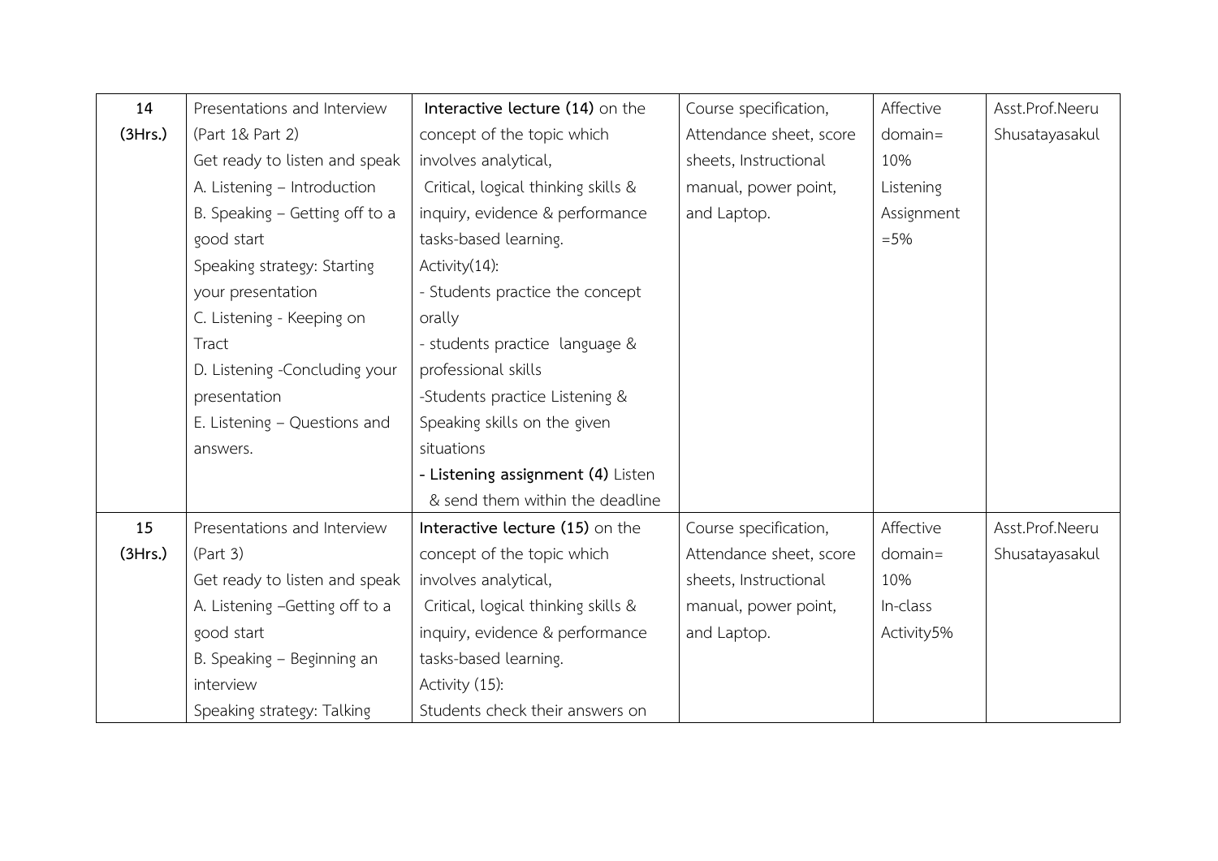| 14 (3Hrs.) | Presentations and Interview (Part 1& Part 2)<br>Get ready to listen and speak<br>A. Listening – Introduction<br>B. Speaking – Getting off to a good start<br>Speaking strategy: Starting your presentation<br>C. Listening - Keeping on Tract<br>D. Listening -Concluding your presentation<br>E. Listening – Questions and answers. | **Interactive lecture (14)** on the concept of the topic which involves analytical, Critical, logical thinking skills & inquiry, evidence & performance tasks-based learning.<br>Activity(14):<br>- Students practice the concept orally<br>- students practice language & professional skills<br>-Students practice Listening & Speaking skills on the given situations<br>**- Listening assignment (4)** Listen & send them within the deadline | Course specification, Attendance sheet, score sheets, Instructional manual, power point, and Laptop. | Affective domain= 10%<br>Listening Assignment =5% | Asst.Prof.Neeru Shusatayasakul |
|---|---|---|---|---|---|
| 15 (3Hrs.) | Presentations and Interview (Part 3)<br>Get ready to listen and speak<br>A. Listening –Getting off to a good start<br>B. Speaking – Beginning an interview<br>Speaking strategy: Talking | **Interactive lecture (15)** on the concept of the topic which involves analytical, Critical, logical thinking skills & inquiry, evidence & performance tasks-based learning.<br>Activity (15):<br>Students check their answers on | Course specification, Attendance sheet, score sheets, Instructional manual, power point, and Laptop. | Affective domain= 10%<br>In-class Activity5% | Asst.Prof.Neeru Shusatayasakul |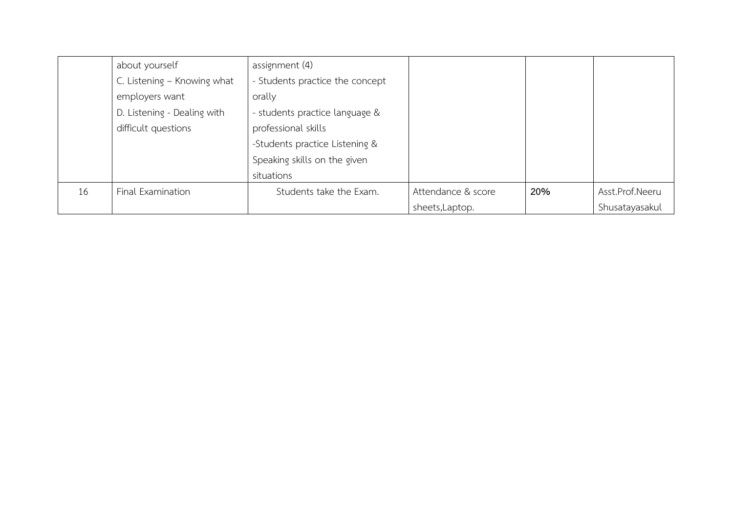| | | | | | |
|---|---|---|---|---|---|
| | about yourself<br>C. Listening – Knowing what employers want<br>D. Listening - Dealing with difficult questions | assignment (4)<br>- Students practice the concept orally<br>- students practice language & professional skills<br>-Students practice Listening & Speaking skills on the given situations | | | |
| 16 | Final Examination | Students take the Exam. | Attendance & score sheets,Laptop. | **20%** | Asst.Prof.Neeru Shusatayasakul |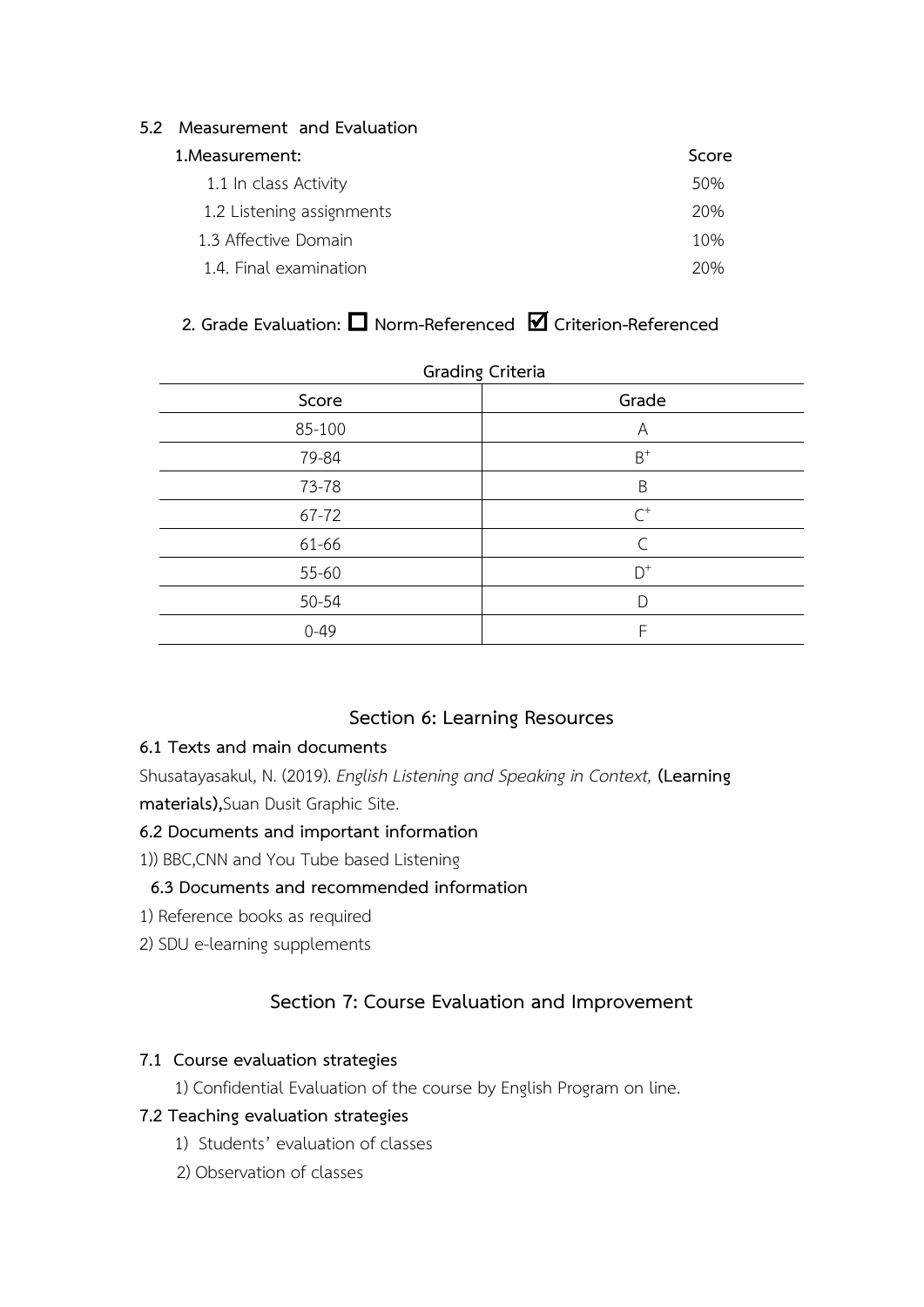### 5.2 Measurement and Evaluation

**1.Measurement:** **Score**

| | Score |
|---|---|
| 1.1 In class Activity | 50% |
| 1.2 Listening assignments | 20% |
| 1.3 Affective Domain | 10% |
| 1.4. Final examination | 20% |

**2. Grade Evaluation: ☐ Norm-Referenced ☑ Criterion-Referenced**

**Grading Criteria**

| Score | Grade |
|---|---|
| 85-100 | A |
| 79-84 | B+ |
| 73-78 | B |
| 67-72 | C+ |
| 61-66 | C |
| 55-60 | D+ |
| 50-54 | D |
| 0-49 | F |

## Section 6: Learning Resources

### 6.1 Texts and main documents

Shusatayasakul, N. (2019). *English Listening and Speaking in Context,* **(Learning materials),**Suan Dusit Graphic Site.

### 6.2 Documents and important information

1)) BBC,CNN and You Tube based Listening

### 6.3 Documents and recommended information

1) Reference books as required
2) SDU e-learning supplements

## Section 7: Course Evaluation and Improvement

### 7.1 Course evaluation strategies

1) Confidential Evaluation of the course by English Program on line.

### 7.2 Teaching evaluation strategies

1) Students' evaluation of classes
2) Observation of classes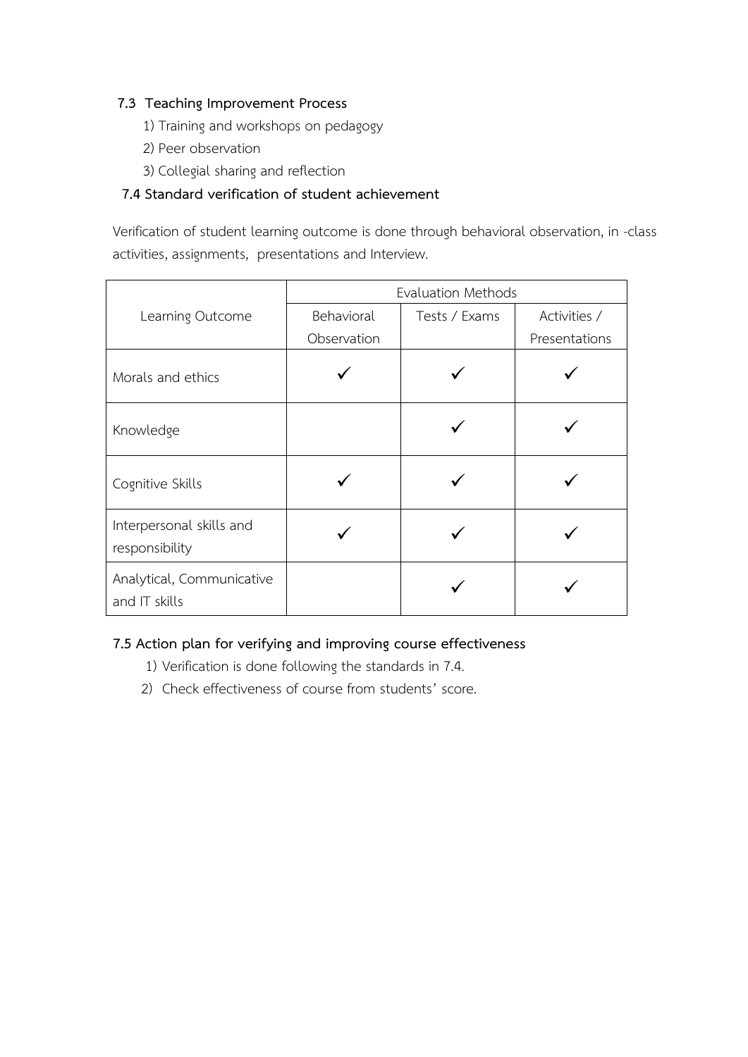### 7.3 Teaching Improvement Process

1) Training and workshops on pedagogy
2) Peer observation
3) Collegial sharing and reflection

### 7.4 Standard verification of student achievement

Verification of student learning outcome is done through behavioral observation, in -class activities, assignments, presentations and Interview.

| Learning Outcome | Evaluation Methods | | |
|---|---|---|---|
| | Behavioral Observation | Tests / Exams | Activities / Presentations |
| Morals and ethics | ✓ | ✓ | ✓ |
| Knowledge | | ✓ | ✓ |
| Cognitive Skills | ✓ | ✓ | ✓ |
| Interpersonal skills and responsibility | ✓ | ✓ | ✓ |
| Analytical, Communicative and IT skills | | ✓ | ✓ |

### 7.5 Action plan for verifying and improving course effectiveness

1) Verification is done following the standards in 7.4.
2) Check effectiveness of course from students' score.